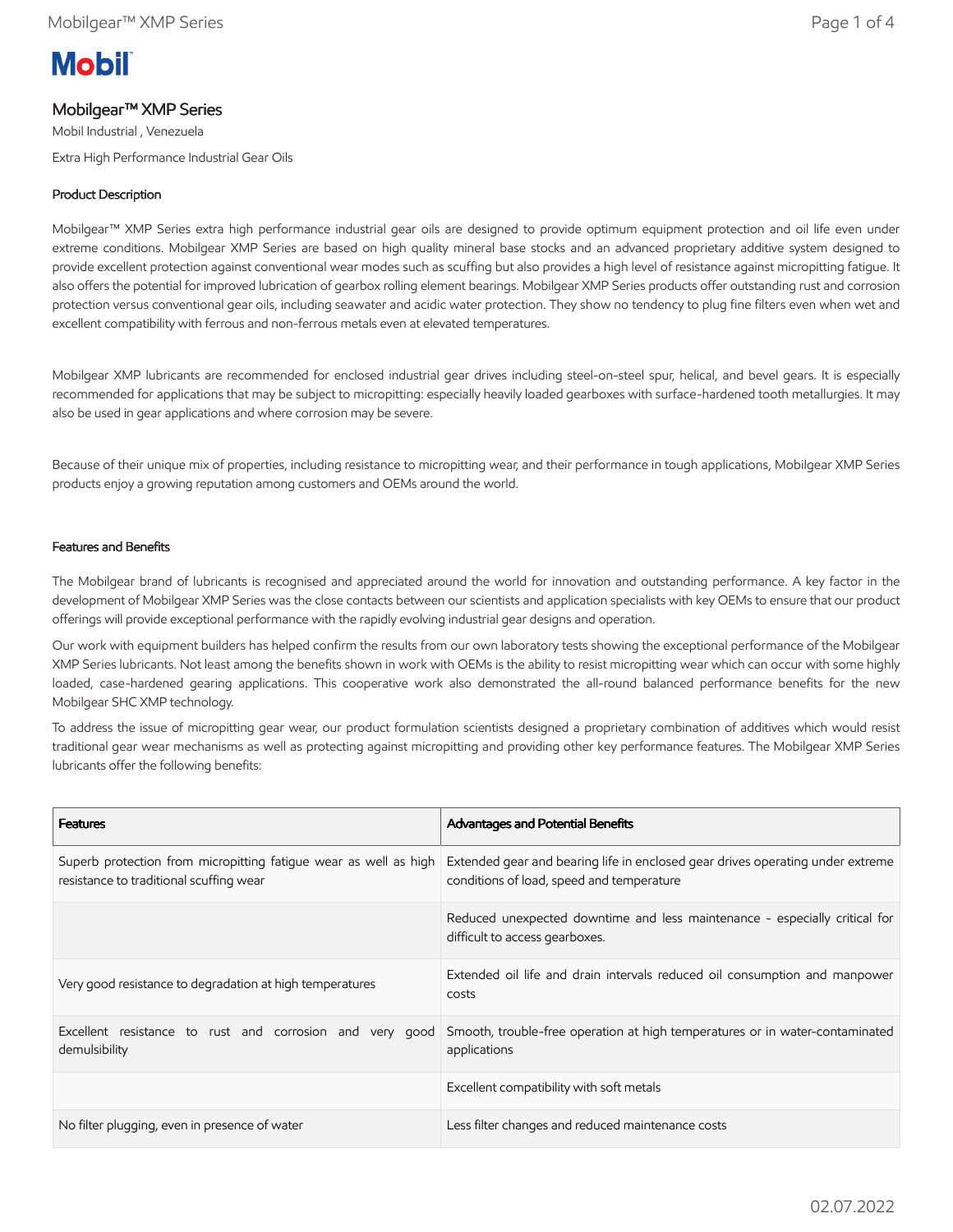# Mobilgear™ XMP Series

Mobil Industrial , Venezuela

Extra High Performance Industrial Gear Oils

## Product Description

Mobilgear™ XMP Series extra high performance industrial gear oils are designed to provide optimum equipment protection and oil life even under extreme conditions. Mobilgear XMP Series are based on high quality mineral base stocks and an advanced proprietary additive system designed to provide excellent protection against conventional wear modes such as scuffing but also provides a high level of resistance against micropitting fatigue. It also offers the potential for improved lubrication of gearbox rolling element bearings. Mobilgear XMP Series products offer outstanding rust and corrosion protection versus conventional gear oils, including seawater and acidic water protection. They show no tendency to plug fine filters even when wet and excellent compatibility with ferrous and non-ferrous metals even at elevated temperatures.

Mobilgear XMP lubricants are recommended for enclosed industrial gear drives including steel-on-steel spur, helical, and bevel gears. It is especially recommended for applications that may be subject to micropitting: especially heavily loaded gearboxes with surface-hardened tooth metallurgies. It may also be used in gear applications and where corrosion may be severe.

Because of their unique mix of properties, including resistance to micropitting wear, and their performance in tough applications, Mobilgear XMP Series products enjoy a growing reputation among customers and OEMs around the world.

## Features and Benefits

The Mobilgear brand of lubricants is recognised and appreciated around the world for innovation and outstanding performance. A key factor in the development of Mobilgear XMP Series was the close contacts between our scientists and application specialists with key OEMs to ensure that our product offerings will provide exceptional performance with the rapidly evolving industrial gear designs and operation.

Our work with equipment builders has helped confirm the results from our own laboratory tests showing the exceptional performance of the Mobilgear XMP Series lubricants. Not least among the benefits shown in work with OEMs is the ability to resist micropitting wear which can occur with some highly loaded, case-hardened gearing applications. This cooperative work also demonstrated the all-round balanced performance benefits for the new Mobilgear SHC XMP technology.

To address the issue of micropitting gear wear, our product formulation scientists designed a proprietary combination of additives which would resist traditional gear wear mechanisms as well as protecting against micropitting and providing other key performance features. The Mobilgear XMP Series lubricants offer the following benefits:

| Features | Advantages and Potential Benefits |
|---|---|
| Superb protection from micropitting fatigue wear as well as high resistance to traditional scuffing wear | Extended gear and bearing life in enclosed gear drives operating under extreme conditions of load, speed and temperature |
| | Reduced unexpected downtime and less maintenance - especially critical for difficult to access gearboxes. |
| Very good resistance to degradation at high temperatures | Extended oil life and drain intervals reduced oil consumption and manpower costs |
| Excellent resistance to rust and corrosion and very good demulsibility | Smooth, trouble-free operation at high temperatures or in water-contaminated applications |
| | Excellent compatibility with soft metals |
| No filter plugging, even in presence of water | Less filter changes and reduced maintenance costs |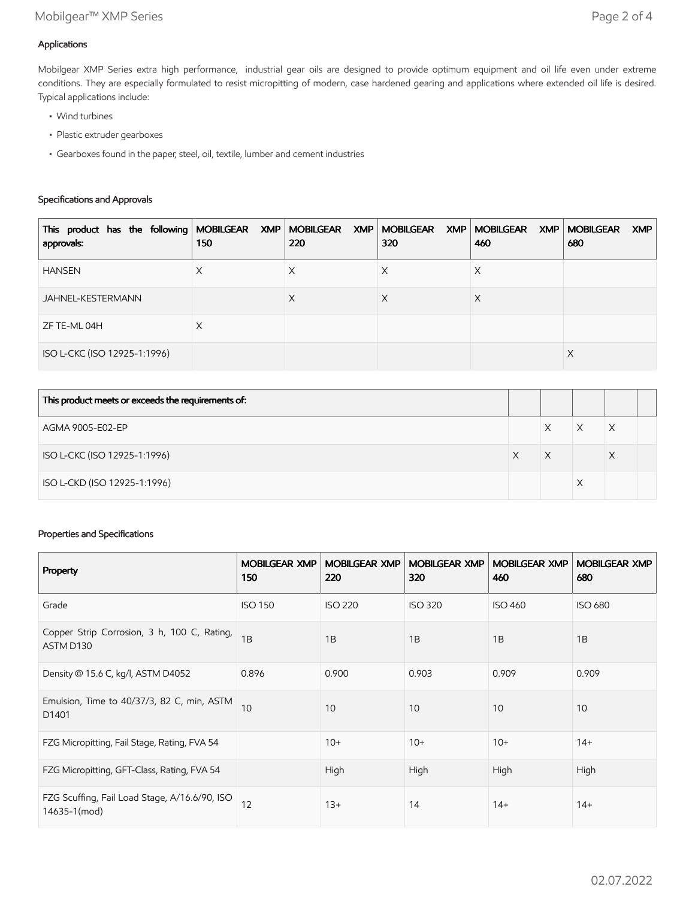### Applications

Mobilgear XMP Series extra high performance, industrial gear oils are designed to provide optimum equipment and oil life even under extreme conditions. They are especially formulated to resist micropitting of modern, case hardened gearing and applications where extended oil life is desired. Typical applications include:

- Wind turbines
- Plastic extruder gearboxes
- Gearboxes found in the paper, steel, oil, textile, lumber and cement industries

### Specifications and Approvals

| This product has the following approvals: | MOBILGEAR XMP 150 | MOBILGEAR XMP 220 | MOBILGEAR XMP 320 | MOBILGEAR XMP 460 | MOBILGEAR XMP 680 |
|---|---|---|---|---|---|
| HANSEN | X | X | X | X | |
| JAHNEL-KESTERMANN | | X | X | X | |
| ZF TE-ML 04H | X | | | | |
| ISO L-CKC (ISO 12925-1:1996) | | | | | X |

| This product meets or exceeds the requirements of: | | | | | |
|---|---|---|---|---|---|
| AGMA 9005-E02-EP | | X | X | X | |
| ISO L-CKC (ISO 12925-1:1996) | X | X | | X | |
| ISO L-CKD (ISO 12925-1:1996) | | | X | | |

### Properties and Specifications

| Property | MOBILGEAR XMP 150 | MOBILGEAR XMP 220 | MOBILGEAR XMP 320 | MOBILGEAR XMP 460 | MOBILGEAR XMP 680 |
|---|---|---|---|---|---|
| Grade | ISO 150 | ISO 220 | ISO 320 | ISO 460 | ISO 680 |
| Copper Strip Corrosion, 3 h, 100 C, Rating, ASTM D130 | 1B | 1B | 1B | 1B | 1B |
| Density @ 15.6 C, kg/l, ASTM D4052 | 0.896 | 0.900 | 0.903 | 0.909 | 0.909 |
| Emulsion, Time to 40/37/3, 82 C, min, ASTM D1401 | 10 | 10 | 10 | 10 | 10 |
| FZG Micropitting, Fail Stage, Rating, FVA 54 | | 10+ | 10+ | 10+ | 14+ |
| FZG Micropitting, GFT-Class, Rating, FVA 54 | | High | High | High | High |
| FZG Scuffing, Fail Load Stage, A/16.6/90, ISO 14635-1(mod) | 12 | 13+ | 14 | 14+ | 14+ |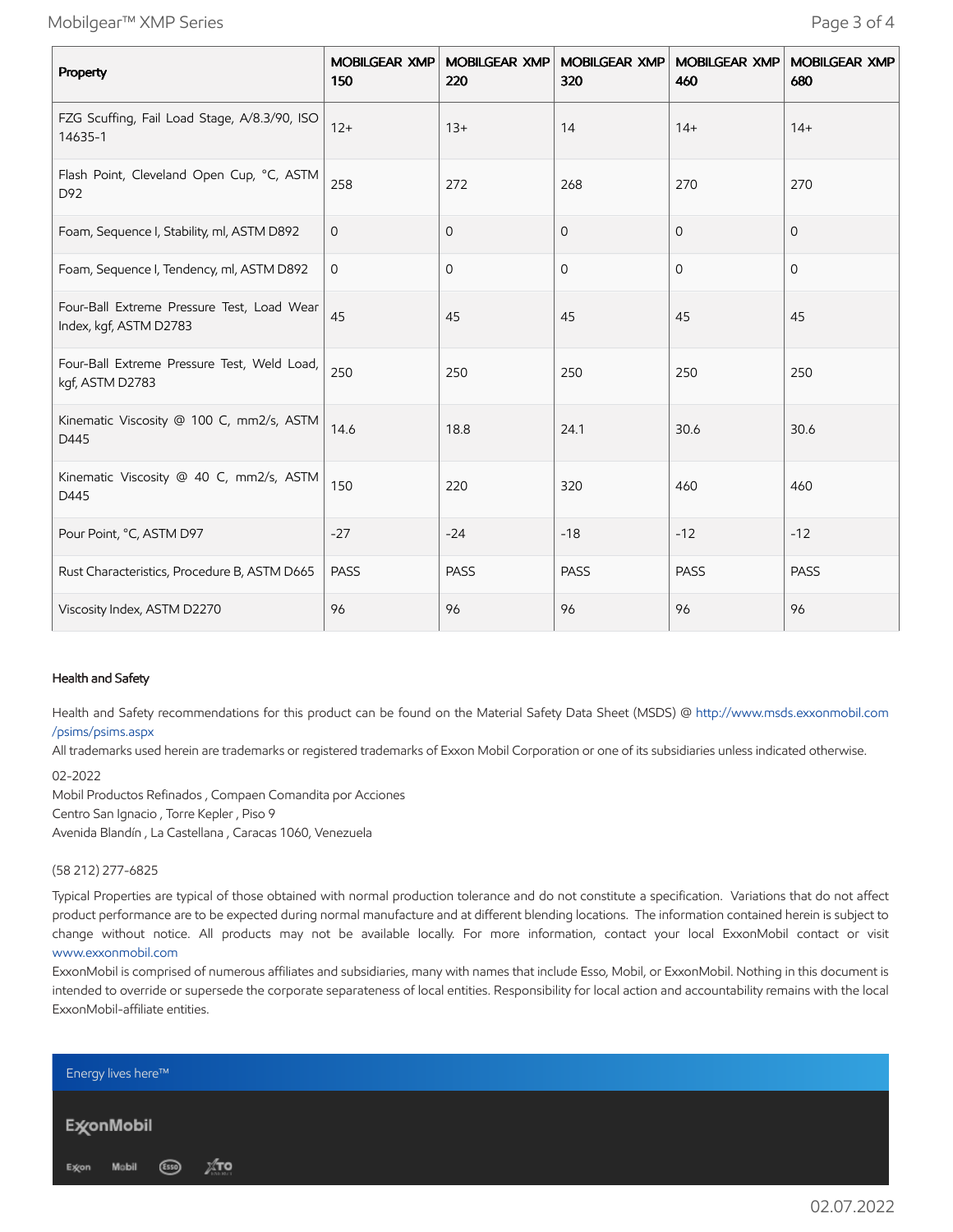| Property | MOBILGEAR XMP 150 | MOBILGEAR XMP 220 | MOBILGEAR XMP 320 | MOBILGEAR XMP 460 | MOBILGEAR XMP 680 |
|---|---|---|---|---|---|
| FZG Scuffing, Fail Load Stage, A/8.3/90, ISO 14635-1 | 12+ | 13+ | 14 | 14+ | 14+ |
| Flash Point, Cleveland Open Cup, °C, ASTM D92 | 258 | 272 | 268 | 270 | 270 |
| Foam, Sequence I, Stability, ml, ASTM D892 | 0 | 0 | 0 | 0 | 0 |
| Foam, Sequence I, Tendency, ml, ASTM D892 | 0 | 0 | 0 | 0 | 0 |
| Four-Ball Extreme Pressure Test, Load Wear Index, kgf, ASTM D2783 | 45 | 45 | 45 | 45 | 45 |
| Four-Ball Extreme Pressure Test, Weld Load, kgf, ASTM D2783 | 250 | 250 | 250 | 250 | 250 |
| Kinematic Viscosity @ 100 C, mm2/s, ASTM D445 | 14.6 | 18.8 | 24.1 | 30.6 | 30.6 |
| Kinematic Viscosity @ 40 C, mm2/s, ASTM D445 | 150 | 220 | 320 | 460 | 460 |
| Pour Point, °C, ASTM D97 | -27 | -24 | -18 | -12 | -12 |
| Rust Characteristics, Procedure B, ASTM D665 | PASS | PASS | PASS | PASS | PASS |
| Viscosity Index, ASTM D2270 | 96 | 96 | 96 | 96 | 96 |

### Health and Safety

Health and Safety recommendations for this product can be found on the Material Safety Data Sheet (MSDS) @ http://www.msds.exxonmobil.com/psims/psims.aspx

All trademarks used herein are trademarks or registered trademarks of Exxon Mobil Corporation or one of its subsidiaries unless indicated otherwise.

02-2022

Mobil Productos Refinados , Compaen Comandita por Acciones
Centro San Ignacio , Torre Kepler , Piso 9
Avenida Blandín , La Castellana , Caracas 1060, Venezuela

(58 212) 277-6825

Typical Properties are typical of those obtained with normal production tolerance and do not constitute a specification. Variations that do not affect product performance are to be expected during normal manufacture and at different blending locations. The information contained herein is subject to change without notice. All products may not be available locally. For more information, contact your local ExxonMobil contact or visit www.exxonmobil.com

ExxonMobil is comprised of numerous affiliates and subsidiaries, many with names that include Esso, Mobil, or ExxonMobil. Nothing in this document is intended to override or supersede the corporate separateness of local entities. Responsibility for local action and accountability remains with the local ExxonMobil-affiliate entities.

Energy lives here™

ExxonMobil

Exxon Mobil Esso XTO

02.07.2022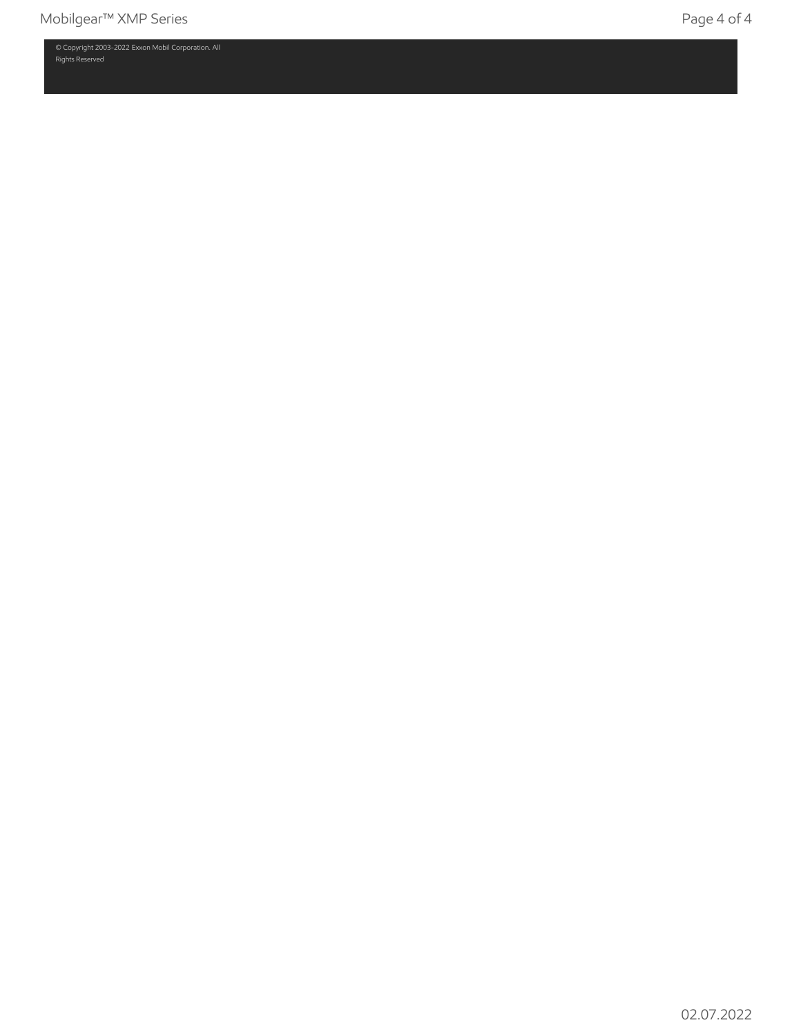© Copyright 2003-2022 Exxon Mobil Corporation. All Rights Reserved